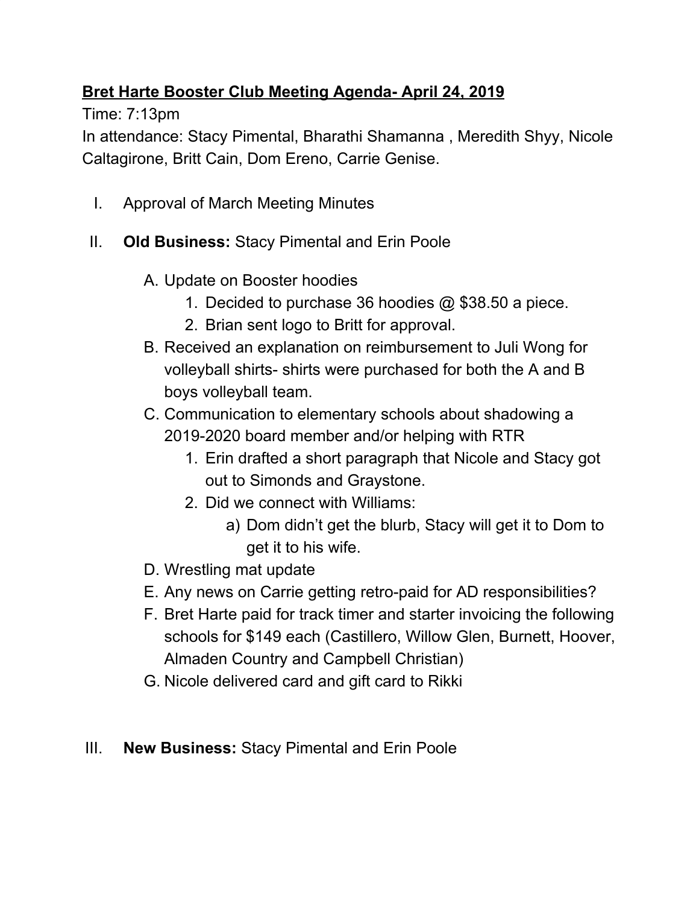**<u>Bret Harte Booster Club Meeting Agenda- April 24, 2019</u>**

Time: 7:13pm

In attendance: Stacy Pimental, Bharathi Shamanna , Meredith Shyy, Nicole Caltagirone, Britt Cain, Dom Ereno, Carrie Genise.

I. Approval of March Meeting Minutes

II. **Old Business:** Stacy Pimental and Erin Poole

   A. Update on Booster hoodies
      1. Decided to purchase 36 hoodies @ $38.50 a piece.
      2. Brian sent logo to Britt for approval.

   B. Received an explanation on reimbursement to Juli Wong for volleyball shirts- shirts were purchased for both the A and B boys volleyball team.

   C. Communication to elementary schools about shadowing a 2019-2020 board member and/or helping with RTR
      1. Erin drafted a short paragraph that Nicole and Stacy got out to Simonds and Graystone.
      2. Did we connect with Williams:
         a) Dom didn't get the blurb, Stacy will get it to Dom to get it to his wife.

   D. Wrestling mat update

   E. Any news on Carrie getting retro-paid for AD responsibilities?

   F. Bret Harte paid for track timer and starter invoicing the following schools for $149 each (Castillero, Willow Glen, Burnett, Hoover, Almaden Country and Campbell Christian)

   G. Nicole delivered card and gift card to Rikki

III. **New Business:** Stacy Pimental and Erin Poole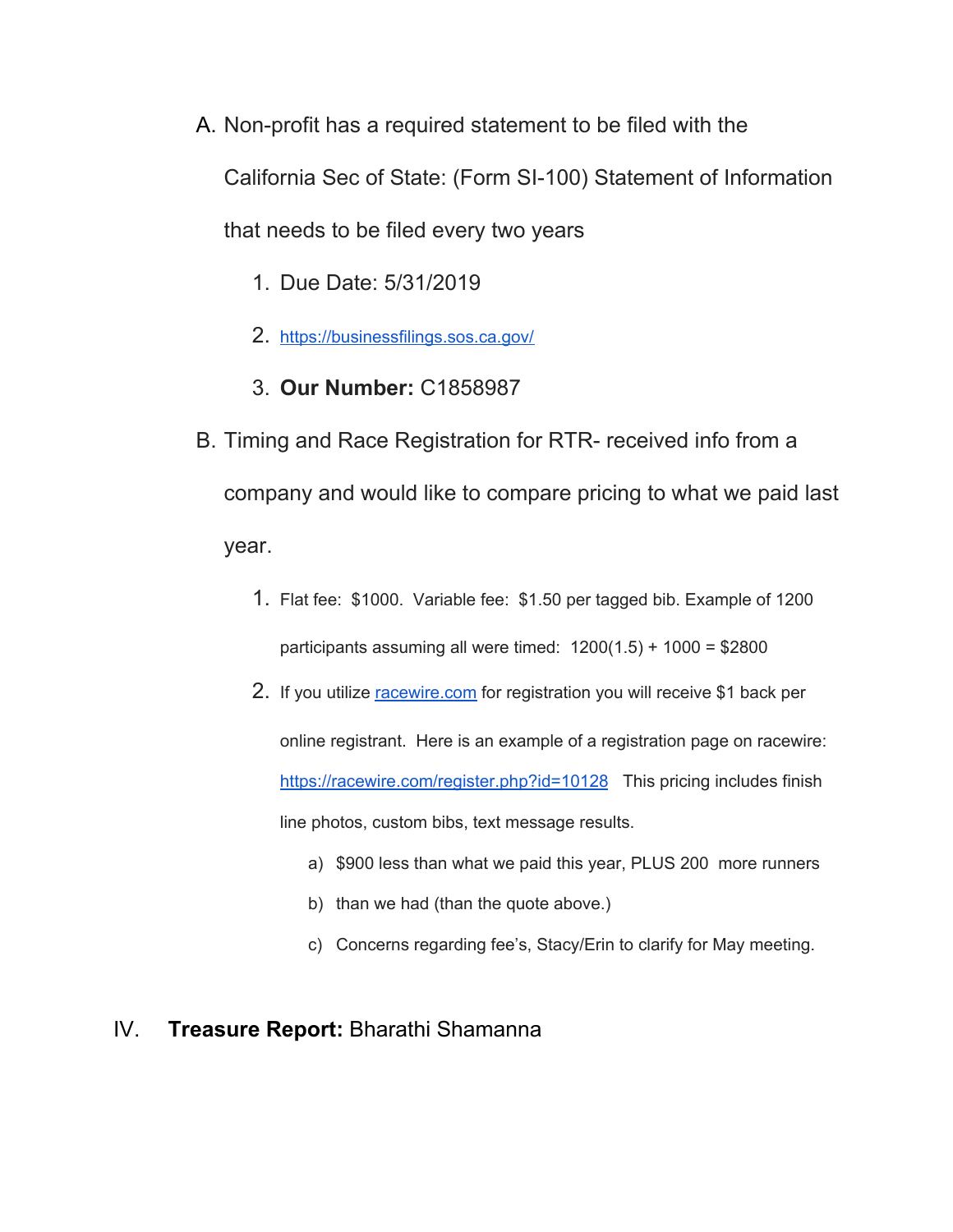A. Non-profit has a required statement to be filed with the California Sec of State: (Form SI-100) Statement of Information that needs to be filed every two years

    1. Due Date: 5/31/2019
    2. https://businessfilings.sos.ca.gov/
    3. **Our Number:** C1858987

B. Timing and Race Registration for RTR- received info from a company and would like to compare pricing to what we paid last year.

    1. Flat fee: $1000. Variable fee: $1.50 per tagged bib. Example of 1200 participants assuming all were timed: 1200(1.5) + 1000 = $2800
    2. If you utilize [racewire.com](racewire.com) for registration you will receive $1 back per online registrant. Here is an example of a registration page on racewire: https://racewire.com/register.php?id=10128 This pricing includes finish line photos, custom bibs, text message results.
        a) $900 less than what we paid this year, PLUS 200 more runners
        b) than we had (than the quote above.)
        c) Concerns regarding fee's, Stacy/Erin to clarify for May meeting.

IV. **Treasure Report:** Bharathi Shamanna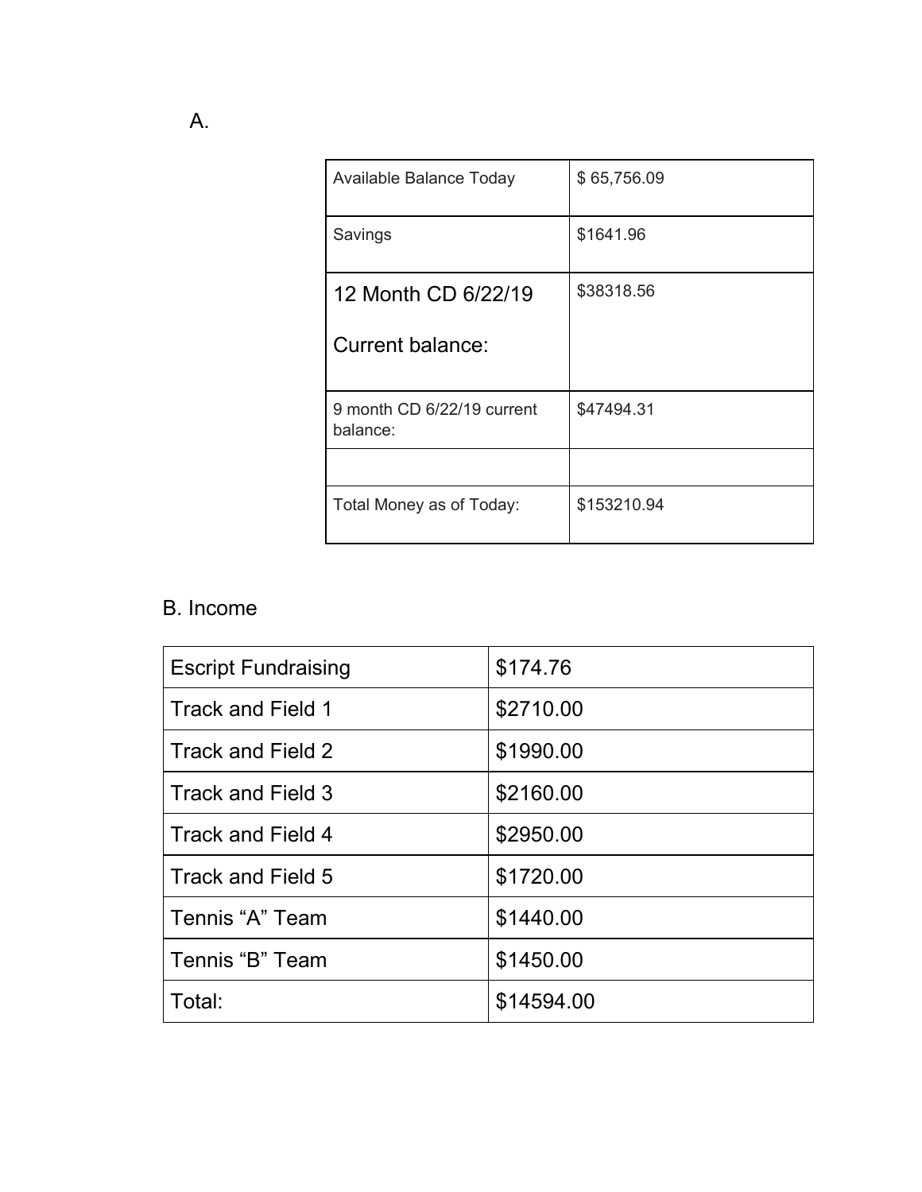A.

| Available Balance Today | $ 65,756.09 |
|---|---|
| Savings | $1641.96 |
| 12 Month CD 6/22/19<br><br>Current balance: | $38318.56 |
| 9 month CD 6/22/19 current balance: | $47494.31 |
| | |
| Total Money as of Today: | $153210.94 |

B. Income

| Escript Fundraising | $174.76 |
|---|---|
| Track and Field 1 | $2710.00 |
| Track and Field 2 | $1990.00 |
| Track and Field 3 | $2160.00 |
| Track and Field 4 | $2950.00 |
| Track and Field 5 | $1720.00 |
| Tennis "A" Team | $1440.00 |
| Tennis "B" Team | $1450.00 |
| Total: | $14594.00 |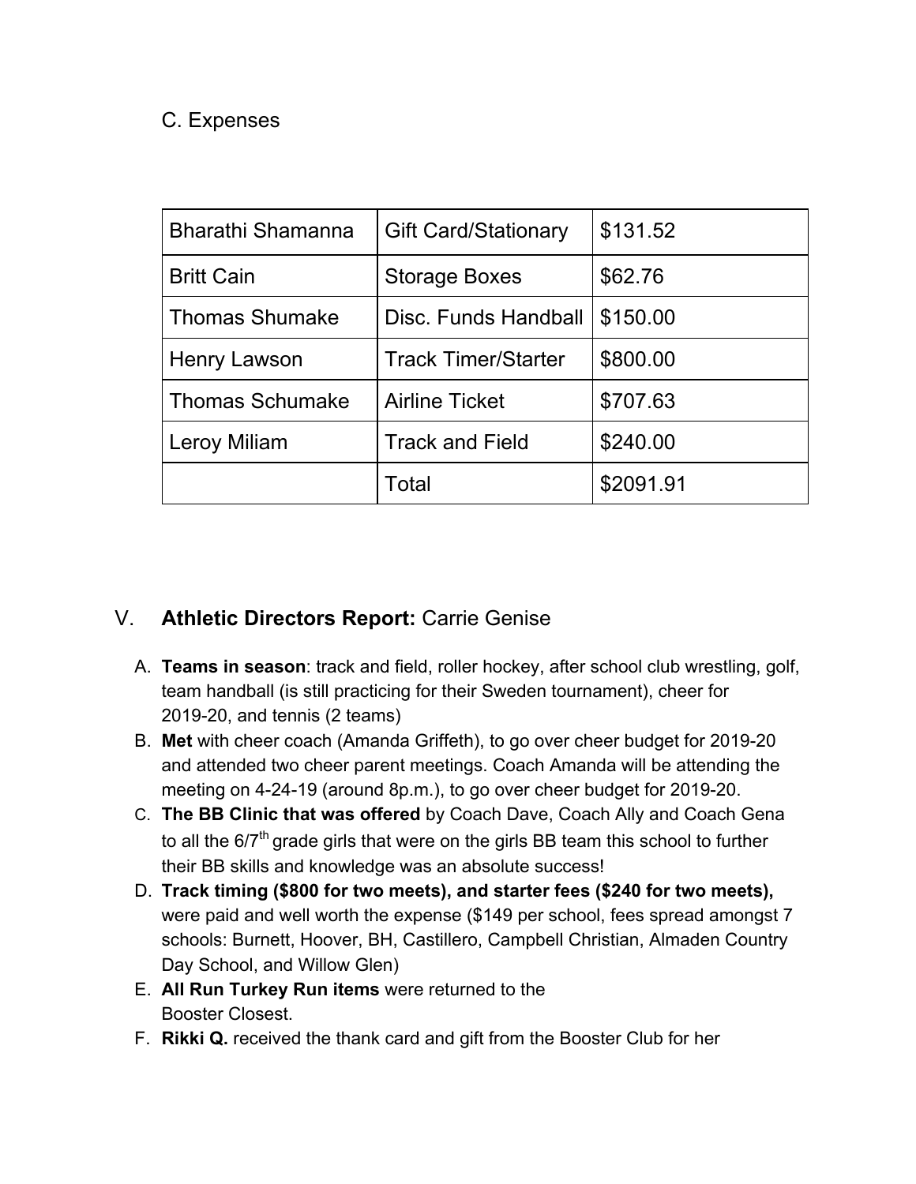C. Expenses

| | | |
|---|---|---|
| Bharathi Shamanna | Gift Card/Stationary | $131.52 |
| Britt Cain | Storage Boxes | $62.76 |
| Thomas Shumake | Disc. Funds Handball | $150.00 |
| Henry Lawson | Track Timer/Starter | $800.00 |
| Thomas Schumake | Airline Ticket | $707.63 |
| Leroy Miliam | Track and Field | $240.00 |
| | Total | $2091.91 |

## V. **Athletic Directors Report:** Carrie Genise

A. **Teams in season**: track and field, roller hockey, after school club wrestling, golf, team handball (is still practicing for their Sweden tournament), cheer for 2019-20, and tennis (2 teams)

B. **Met** with cheer coach (Amanda Griffeth), to go over cheer budget for 2019-20 and attended two cheer parent meetings. Coach Amanda will be attending the meeting on 4-24-19 (around 8p.m.), to go over cheer budget for 2019-20.

C. **The BB Clinic that was offered** by Coach Dave, Coach Ally and Coach Gena to all the 6/7th grade girls that were on the girls BB team this school to further their BB skills and knowledge was an absolute success!

D. **Track timing ($800 for two meets), and starter fees ($240 for two meets),** were paid and well worth the expense ($149 per school, fees spread amongst 7 schools: Burnett, Hoover, BH, Castillero, Campbell Christian, Almaden Country Day School, and Willow Glen)

E. **All Run Turkey Run items** were returned to the Booster Closest.

F. **Rikki Q.** received the thank card and gift from the Booster Club for her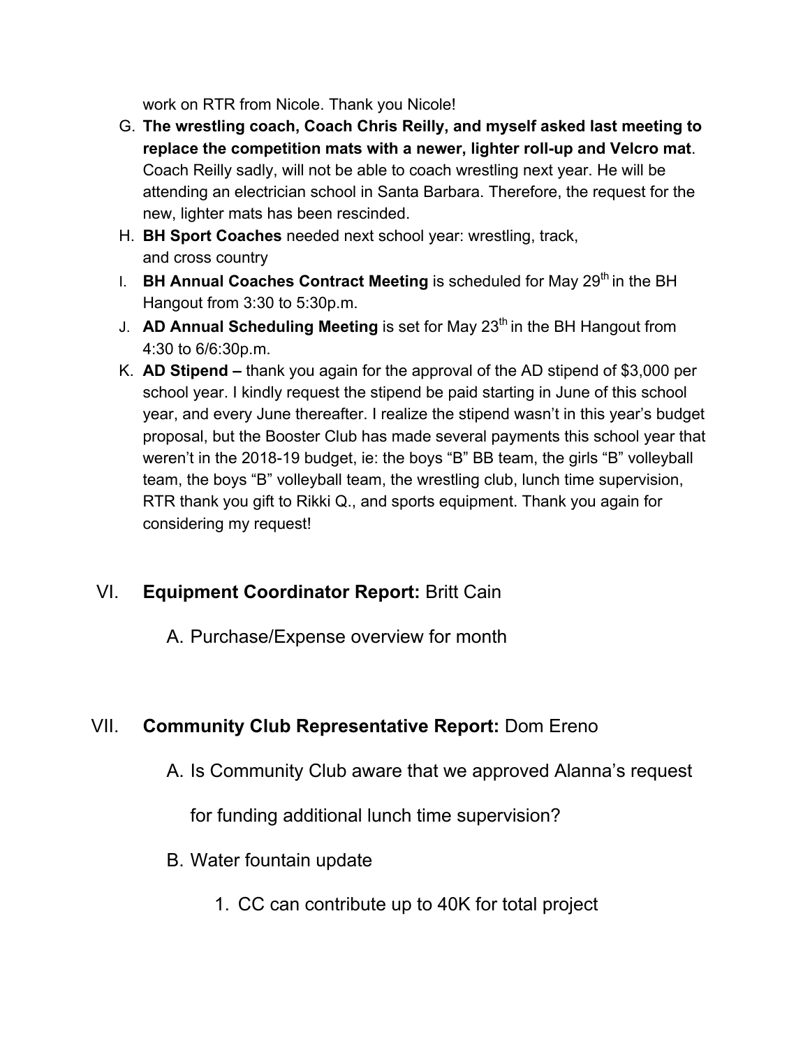work on RTR from Nicole. Thank you Nicole!

G. **The wrestling coach, Coach Chris Reilly, and myself asked last meeting to replace the competition mats with a newer, lighter roll-up and Velcro mat**. Coach Reilly sadly, will not be able to coach wrestling next year. He will be attending an electrician school in Santa Barbara. Therefore, the request for the new, lighter mats has been rescinded.
H. **BH Sport Coaches** needed next school year: wrestling, track, and cross country
I. **BH Annual Coaches Contract Meeting** is scheduled for May 29th in the BH Hangout from 3:30 to 5:30p.m.
J. **AD Annual Scheduling Meeting** is set for May 23th in the BH Hangout from 4:30 to 6/6:30p.m.
K. **AD Stipend –** thank you again for the approval of the AD stipend of $3,000 per school year. I kindly request the stipend be paid starting in June of this school year, and every June thereafter. I realize the stipend wasn't in this year's budget proposal, but the Booster Club has made several payments this school year that weren't in the 2018-19 budget, ie: the boys "B" BB team, the girls "B" volleyball team, the boys "B" volleyball team, the wrestling club, lunch time supervision, RTR thank you gift to Rikki Q., and sports equipment. Thank you again for considering my request!

## VI. **Equipment Coordinator Report:** Britt Cain

A. Purchase/Expense overview for month

## VII. **Community Club Representative Report:** Dom Ereno

A. Is Community Club aware that we approved Alanna's request for funding additional lunch time supervision?
B. Water fountain update
   1. CC can contribute up to 40K for total project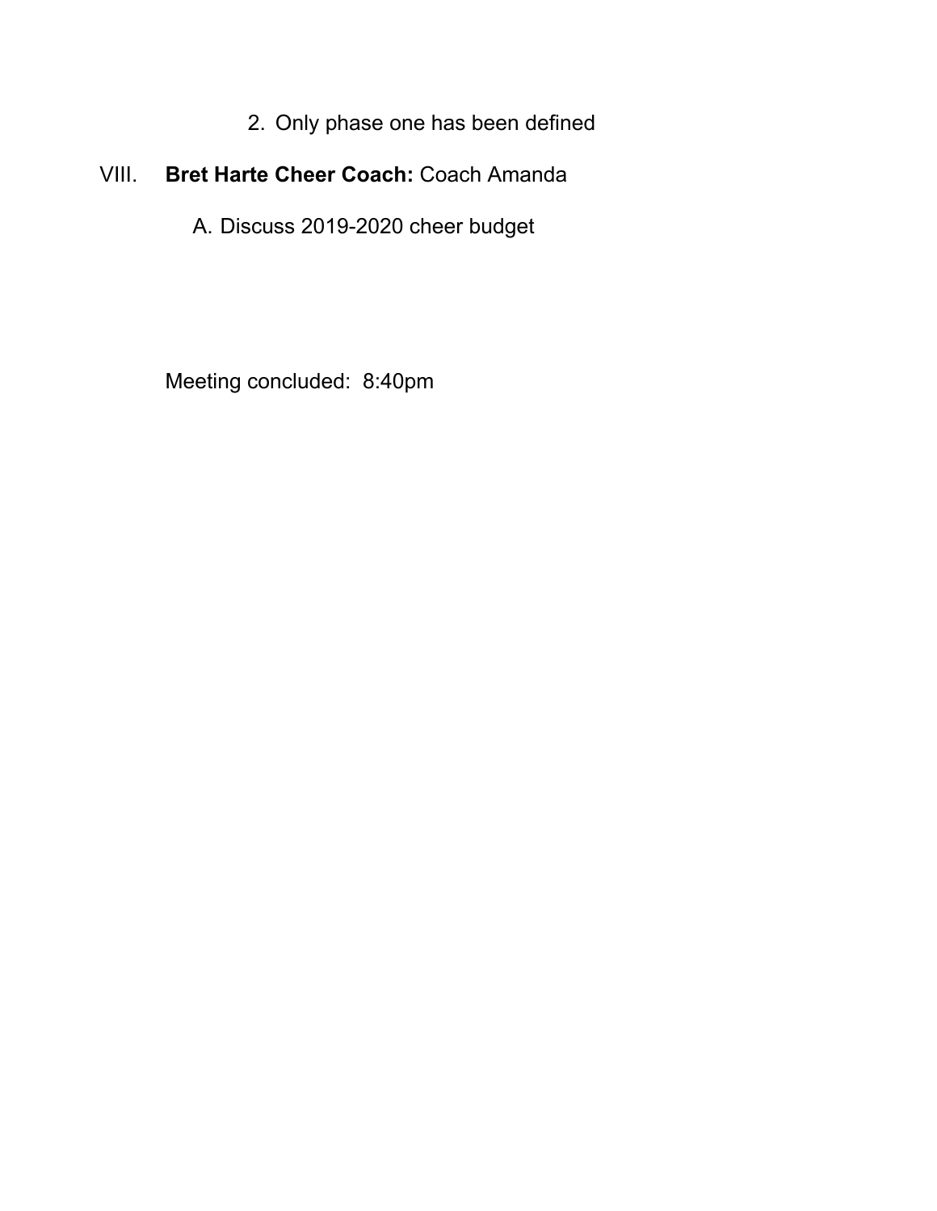2. Only phase one has been defined

VIII. **Bret Harte Cheer Coach:** Coach Amanda

A. Discuss 2019-2020 cheer budget

Meeting concluded: 8:40pm